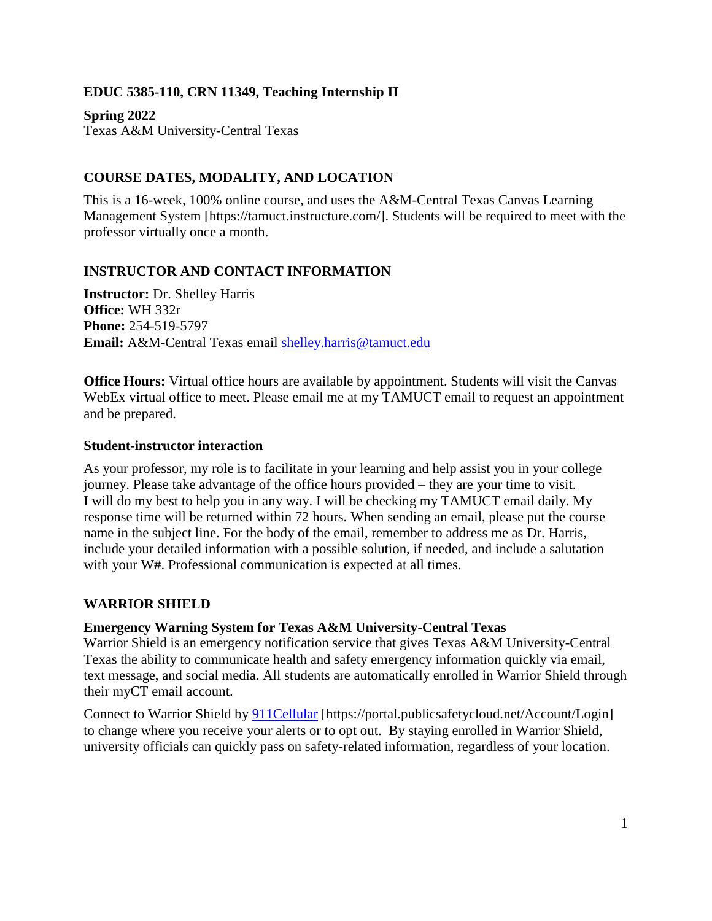**EDUC 5385-110, CRN 11349, Teaching Internship II**

**Spring 2022**
Texas A&M University-Central Texas

## COURSE DATES, MODALITY, AND LOCATION

This is a 16-week, 100% online course, and uses the A&M-Central Texas Canvas Learning Management System [https://tamuct.instructure.com/]. Students will be required to meet with the professor virtually once a month.

## INSTRUCTOR AND CONTACT INFORMATION

**Instructor:** Dr. Shelley Harris
**Office:** WH 332r
**Phone:** 254-519-5797
**Email:** A&M-Central Texas email shelley.harris@tamuct.edu

**Office Hours:** Virtual office hours are available by appointment. Students will visit the Canvas WebEx virtual office to meet. Please email me at my TAMUCT email to request an appointment and be prepared.

### Student-instructor interaction

As your professor, my role is to facilitate in your learning and help assist you in your college journey. Please take advantage of the office hours provided – they are your time to visit. I will do my best to help you in any way. I will be checking my TAMUCT email daily. My response time will be returned within 72 hours. When sending an email, please put the course name in the subject line. For the body of the email, remember to address me as Dr. Harris, include your detailed information with a possible solution, if needed, and include a salutation with your W#. Professional communication is expected at all times.

## WARRIOR SHIELD

### Emergency Warning System for Texas A&M University-Central Texas

Warrior Shield is an emergency notification service that gives Texas A&M University-Central Texas the ability to communicate health and safety emergency information quickly via email, text message, and social media. All students are automatically enrolled in Warrior Shield through their myCT email account.

Connect to Warrior Shield by 911Cellular [https://portal.publicsafetycloud.net/Account/Login] to change where you receive your alerts or to opt out. By staying enrolled in Warrior Shield, university officials can quickly pass on safety-related information, regardless of your location.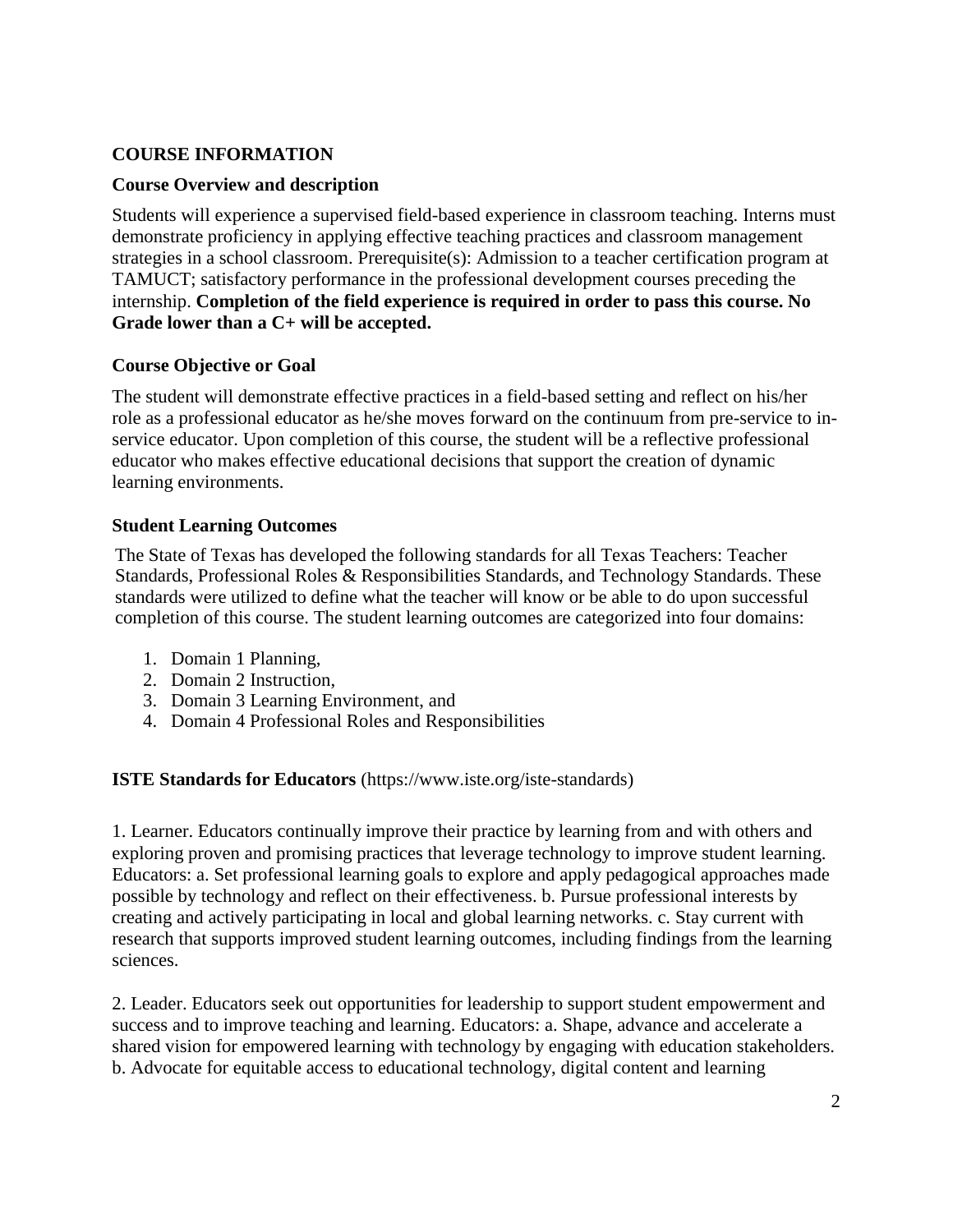## COURSE INFORMATION

### Course Overview and description

Students will experience a supervised field-based experience in classroom teaching. Interns must demonstrate proficiency in applying effective teaching practices and classroom management strategies in a school classroom. Prerequisite(s): Admission to a teacher certification program at TAMUCT; satisfactory performance in the professional development courses preceding the internship. **Completion of the field experience is required in order to pass this course. No Grade lower than a C+ will be accepted.**

### Course Objective or Goal

The student will demonstrate effective practices in a field-based setting and reflect on his/her role as a professional educator as he/she moves forward on the continuum from pre-service to in-service educator. Upon completion of this course, the student will be a reflective professional educator who makes effective educational decisions that support the creation of dynamic learning environments.

### Student Learning Outcomes

The State of Texas has developed the following standards for all Texas Teachers: Teacher Standards, Professional Roles & Responsibilities Standards, and Technology Standards. These standards were utilized to define what the teacher will know or be able to do upon successful completion of this course. The student learning outcomes are categorized into four domains:

1. Domain 1 Planning,
2. Domain 2 Instruction,
3. Domain 3 Learning Environment, and
4. Domain 4 Professional Roles and Responsibilities

**ISTE Standards for Educators** (https://www.iste.org/iste-standards)

1. Learner. Educators continually improve their practice by learning from and with others and exploring proven and promising practices that leverage technology to improve student learning. Educators: a. Set professional learning goals to explore and apply pedagogical approaches made possible by technology and reflect on their effectiveness. b. Pursue professional interests by creating and actively participating in local and global learning networks. c. Stay current with research that supports improved student learning outcomes, including findings from the learning sciences.

2. Leader. Educators seek out opportunities for leadership to support student empowerment and success and to improve teaching and learning. Educators: a. Shape, advance and accelerate a shared vision for empowered learning with technology by engaging with education stakeholders. b. Advocate for equitable access to educational technology, digital content and learning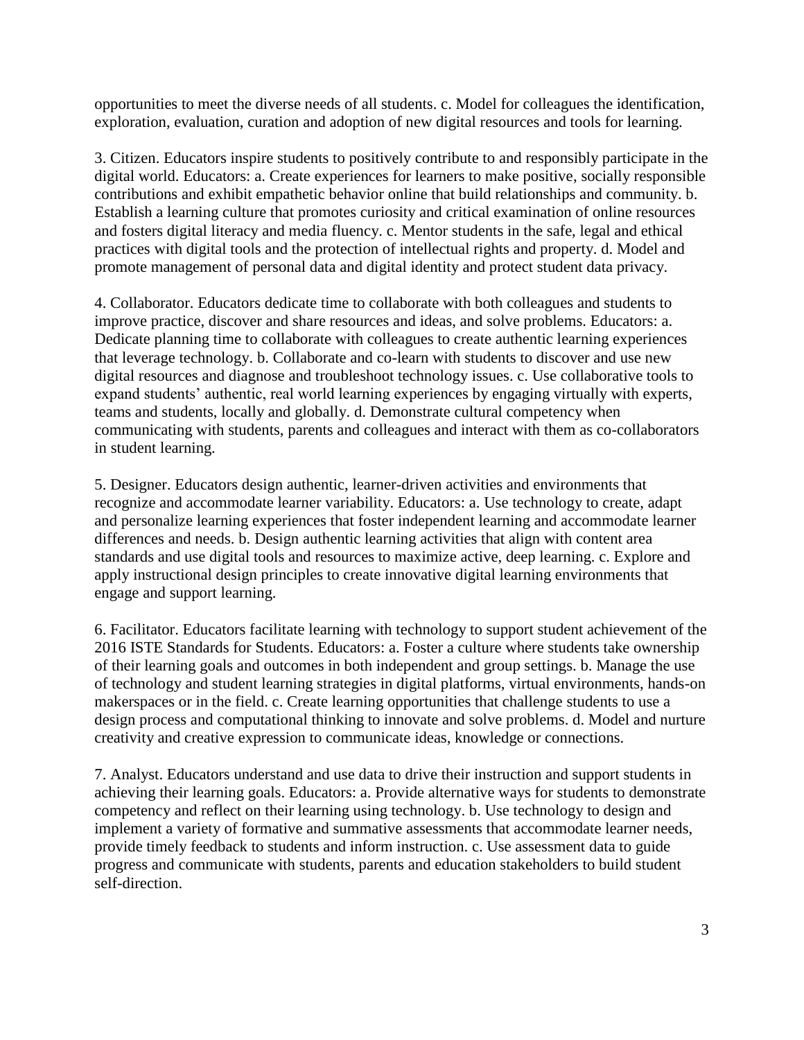opportunities to meet the diverse needs of all students. c. Model for colleagues the identification, exploration, evaluation, curation and adoption of new digital resources and tools for learning.

3. Citizen. Educators inspire students to positively contribute to and responsibly participate in the digital world. Educators: a. Create experiences for learners to make positive, socially responsible contributions and exhibit empathetic behavior online that build relationships and community. b. Establish a learning culture that promotes curiosity and critical examination of online resources and fosters digital literacy and media fluency. c. Mentor students in the safe, legal and ethical practices with digital tools and the protection of intellectual rights and property. d. Model and promote management of personal data and digital identity and protect student data privacy.

4. Collaborator. Educators dedicate time to collaborate with both colleagues and students to improve practice, discover and share resources and ideas, and solve problems. Educators: a. Dedicate planning time to collaborate with colleagues to create authentic learning experiences that leverage technology. b. Collaborate and co-learn with students to discover and use new digital resources and diagnose and troubleshoot technology issues. c. Use collaborative tools to expand students' authentic, real world learning experiences by engaging virtually with experts, teams and students, locally and globally. d. Demonstrate cultural competency when communicating with students, parents and colleagues and interact with them as co-collaborators in student learning.

5. Designer. Educators design authentic, learner-driven activities and environments that recognize and accommodate learner variability. Educators: a. Use technology to create, adapt and personalize learning experiences that foster independent learning and accommodate learner differences and needs. b. Design authentic learning activities that align with content area standards and use digital tools and resources to maximize active, deep learning. c. Explore and apply instructional design principles to create innovative digital learning environments that engage and support learning.

6. Facilitator. Educators facilitate learning with technology to support student achievement of the 2016 ISTE Standards for Students. Educators: a. Foster a culture where students take ownership of their learning goals and outcomes in both independent and group settings. b. Manage the use of technology and student learning strategies in digital platforms, virtual environments, hands-on makerspaces or in the field. c. Create learning opportunities that challenge students to use a design process and computational thinking to innovate and solve problems. d. Model and nurture creativity and creative expression to communicate ideas, knowledge or connections.

7. Analyst. Educators understand and use data to drive their instruction and support students in achieving their learning goals. Educators: a. Provide alternative ways for students to demonstrate competency and reflect on their learning using technology. b. Use technology to design and implement a variety of formative and summative assessments that accommodate learner needs, provide timely feedback to students and inform instruction. c. Use assessment data to guide progress and communicate with students, parents and education stakeholders to build student self-direction.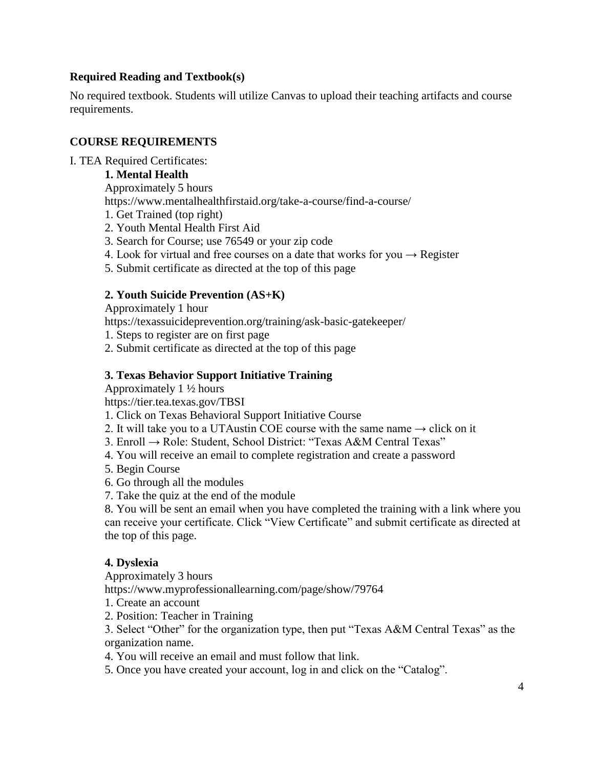## Required Reading and Textbook(s)

No required textbook. Students will utilize Canvas to upload their teaching artifacts and course requirements.

## COURSE REQUIREMENTS

I. TEA Required Certificates:

**1. Mental Health**

Approximately 5 hours

https://www.mentalhealthfirstaid.org/take-a-course/find-a-course/

1. Get Trained (top right)
2. Youth Mental Health First Aid
3. Search for Course; use 76549 or your zip code
4. Look for virtual and free courses on a date that works for you → Register
5. Submit certificate as directed at the top of this page

**2. Youth Suicide Prevention (AS+K)**

Approximately 1 hour

https://texassuicideprevention.org/training/ask-basic-gatekeeper/

1. Steps to register are on first page
2. Submit certificate as directed at the top of this page

**3. Texas Behavior Support Initiative Training**

Approximately 1 ½ hours

https://tier.tea.texas.gov/TBSI

1. Click on Texas Behavioral Support Initiative Course
2. It will take you to a UTAustin COE course with the same name → click on it
3. Enroll → Role: Student, School District: "Texas A&M Central Texas"
4. You will receive an email to complete registration and create a password
5. Begin Course
6. Go through all the modules
7. Take the quiz at the end of the module
8. You will be sent an email when you have completed the training with a link where you can receive your certificate. Click "View Certificate" and submit certificate as directed at the top of this page.

**4. Dyslexia**

Approximately 3 hours

https://www.myprofessionallearning.com/page/show/79764

1. Create an account
2. Position: Teacher in Training
3. Select "Other" for the organization type, then put "Texas A&M Central Texas" as the organization name.
4. You will receive an email and must follow that link.
5. Once you have created your account, log in and click on the "Catalog".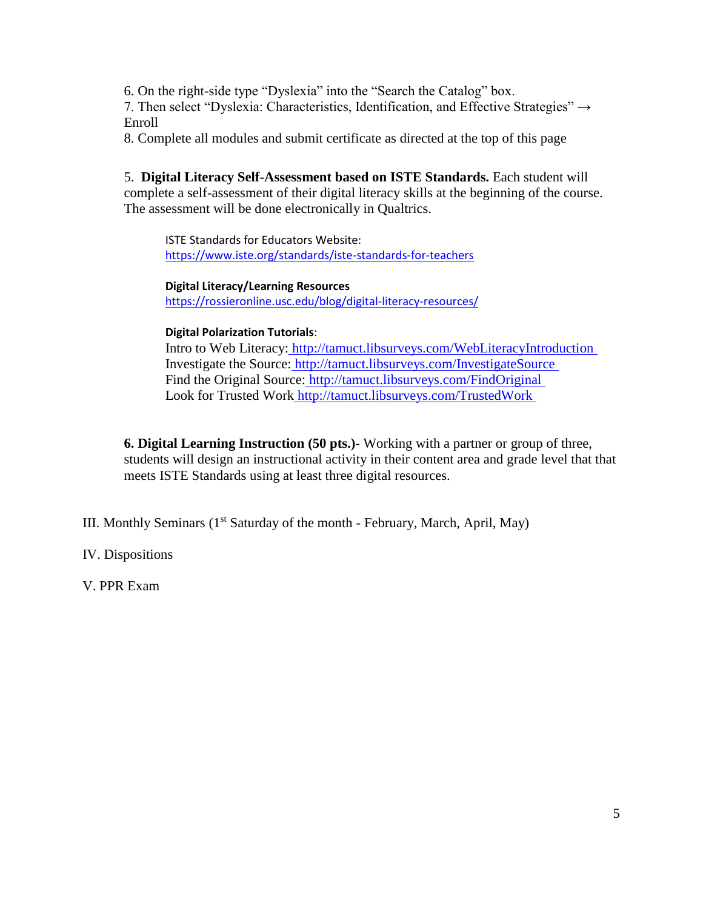6. On the right-side type "Dyslexia" into the "Search the Catalog" box.
7. Then select "Dyslexia: Characteristics, Identification, and Effective Strategies" → Enroll
8. Complete all modules and submit certificate as directed at the top of this page

5. **Digital Literacy Self-Assessment based on ISTE Standards.** Each student will complete a self-assessment of their digital literacy skills at the beginning of the course. The assessment will be done electronically in Qualtrics.

ISTE Standards for Educators Website:
https://www.iste.org/standards/iste-standards-for-teachers

**Digital Literacy/Learning Resources**
https://rossieronline.usc.edu/blog/digital-literacy-resources/

**Digital Polarization Tutorials**:
Intro to Web Literacy: http://tamuct.libsurveys.com/WebLiteracyIntroduction
Investigate the Source: http://tamuct.libsurveys.com/InvestigateSource
Find the Original Source: http://tamuct.libsurveys.com/FindOriginal
Look for Trusted Work http://tamuct.libsurveys.com/TrustedWork

**6. Digital Learning Instruction (50 pts.)-** Working with a partner or group of three, students will design an instructional activity in their content area and grade level that that meets ISTE Standards using at least three digital resources.

III. Monthly Seminars (1st Saturday of the month - February, March, April, May)

IV. Dispositions

V. PPR Exam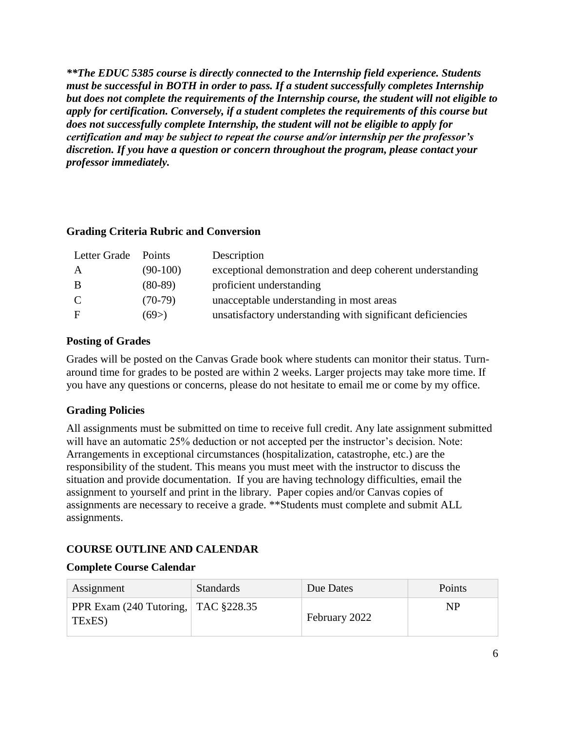***\*\*The EDUC 5385 course is directly connected to the Internship field experience. Students must be successful in BOTH in order to pass. If a student successfully completes Internship but does not complete the requirements of the Internship course, the student will not eligible to apply for certification. Conversely, if a student completes the requirements of this course but does not successfully complete Internship, the student will not be eligible to apply for certification and may be subject to repeat the course and/or internship per the professor's discretion. If you have a question or concern throughout the program, please contact your professor immediately.***

### Grading Criteria Rubric and Conversion

| Letter Grade | Points | Description |
|---|---|---|
| A | (90-100) | exceptional demonstration and deep coherent understanding |
| B | (80-89) | proficient understanding |
| C | (70-79) | unacceptable understanding in most areas |
| F | (69>) | unsatisfactory understanding with significant deficiencies |

### Posting of Grades

Grades will be posted on the Canvas Grade book where students can monitor their status. Turn-around time for grades to be posted are within 2 weeks. Larger projects may take more time. If you have any questions or concerns, please do not hesitate to email me or come by my office.

### Grading Policies

All assignments must be submitted on time to receive full credit. Any late assignment submitted will have an automatic 25% deduction or not accepted per the instructor's decision. Note: Arrangements in exceptional circumstances (hospitalization, catastrophe, etc.) are the responsibility of the student. This means you must meet with the instructor to discuss the situation and provide documentation. If you are having technology difficulties, email the assignment to yourself and print in the library. Paper copies and/or Canvas copies of assignments are necessary to receive a grade. **Students must complete and submit ALL assignments.

## COURSE OUTLINE AND CALENDAR

### Complete Course Calendar

| Assignment | Standards | Due Dates | Points |
|---|---|---|---|
| PPR Exam (240 Tutoring, TExES) | TAC §228.35 | February 2022 | NP |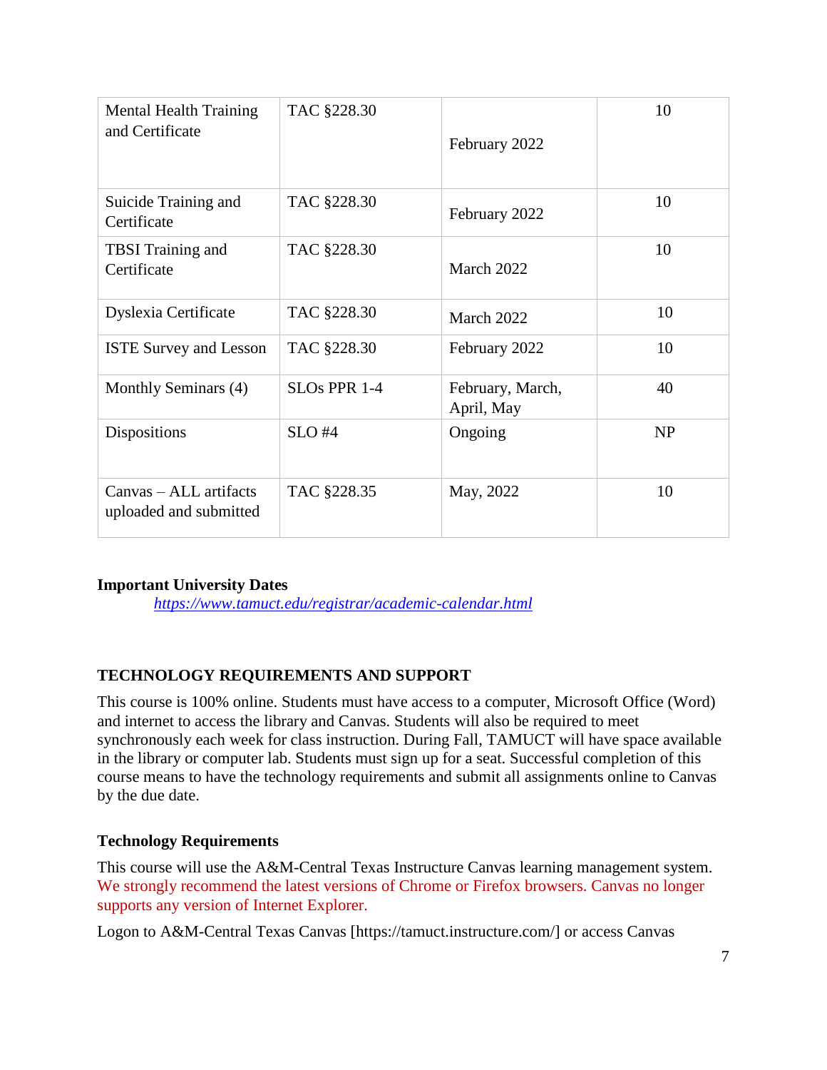| Mental Health Training and Certificate | TAC §228.30 | February 2022 | 10 |
|---|---|---|---|
| Suicide Training and Certificate | TAC §228.30 | February 2022 | 10 |
| TBSI Training and Certificate | TAC §228.30 | March 2022 | 10 |
| Dyslexia Certificate | TAC §228.30 | March 2022 | 10 |
| ISTE Survey and Lesson | TAC §228.30 | February 2022 | 10 |
| Monthly Seminars (4) | SLOs PPR 1-4 | February, March, April, May | 40 |
| Dispositions | SLO #4 | Ongoing | NP |
| Canvas – ALL artifacts uploaded and submitted | TAC §228.35 | May, 2022 | 10 |

**Important University Dates**

*https://www.tamuct.edu/registrar/academic-calendar.html*

## TECHNOLOGY REQUIREMENTS AND SUPPORT

This course is 100% online. Students must have access to a computer, Microsoft Office (Word) and internet to access the library and Canvas. Students will also be required to meet synchronously each week for class instruction. During Fall, TAMUCT will have space available in the library or computer lab. Students must sign up for a seat. Successful completion of this course means to have the technology requirements and submit all assignments online to Canvas by the due date.

### Technology Requirements

This course will use the A&M-Central Texas Instructure Canvas learning management system. We strongly recommend the latest versions of Chrome or Firefox browsers. Canvas no longer supports any version of Internet Explorer.

Logon to A&M-Central Texas Canvas [https://tamuct.instructure.com/] or access Canvas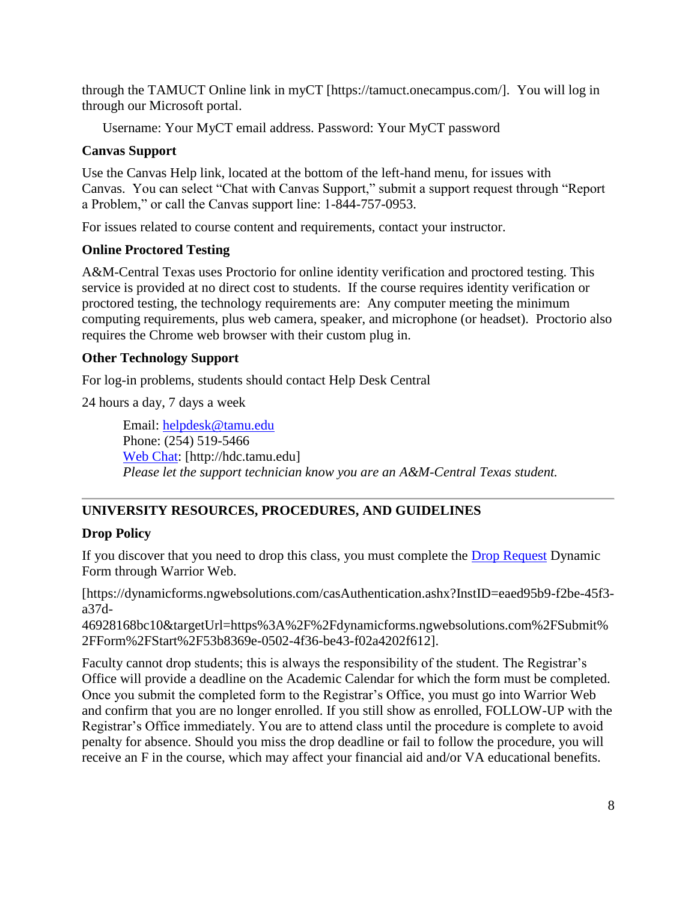through the TAMUCT Online link in myCT [https://tamuct.onecampus.com/]. You will log in through our Microsoft portal.

Username: Your MyCT email address. Password: Your MyCT password

**Canvas Support**

Use the Canvas Help link, located at the bottom of the left-hand menu, for issues with Canvas. You can select "Chat with Canvas Support," submit a support request through "Report a Problem," or call the Canvas support line: 1-844-757-0953.

For issues related to course content and requirements, contact your instructor.

**Online Proctored Testing**

A&M-Central Texas uses Proctorio for online identity verification and proctored testing. This service is provided at no direct cost to students. If the course requires identity verification or proctored testing, the technology requirements are: Any computer meeting the minimum computing requirements, plus web camera, speaker, and microphone (or headset). Proctorio also requires the Chrome web browser with their custom plug in.

**Other Technology Support**

For log-in problems, students should contact Help Desk Central

24 hours a day, 7 days a week

Email: helpdesk@tamu.edu
Phone: (254) 519-5466
Web Chat: [http://hdc.tamu.edu]
*Please let the support technician know you are an A&M-Central Texas student.*

---

## UNIVERSITY RESOURCES, PROCEDURES, AND GUIDELINES

**Drop Policy**

If you discover that you need to drop this class, you must complete the Drop Request Dynamic Form through Warrior Web.

[https://dynamicforms.ngwebsolutions.com/casAuthentication.ashx?InstID=eaed95b9-f2be-45f3-a37d-46928168bc10&targetUrl=https%3A%2F%2Fdynamicforms.ngwebsolutions.com%2FSubmit%2FForm%2FStart%2F53b8369e-0502-4f36-be43-f02a4202f612].

Faculty cannot drop students; this is always the responsibility of the student. The Registrar's Office will provide a deadline on the Academic Calendar for which the form must be completed. Once you submit the completed form to the Registrar's Office, you must go into Warrior Web and confirm that you are no longer enrolled. If you still show as enrolled, FOLLOW-UP with the Registrar's Office immediately. You are to attend class until the procedure is complete to avoid penalty for absence. Should you miss the drop deadline or fail to follow the procedure, you will receive an F in the course, which may affect your financial aid and/or VA educational benefits.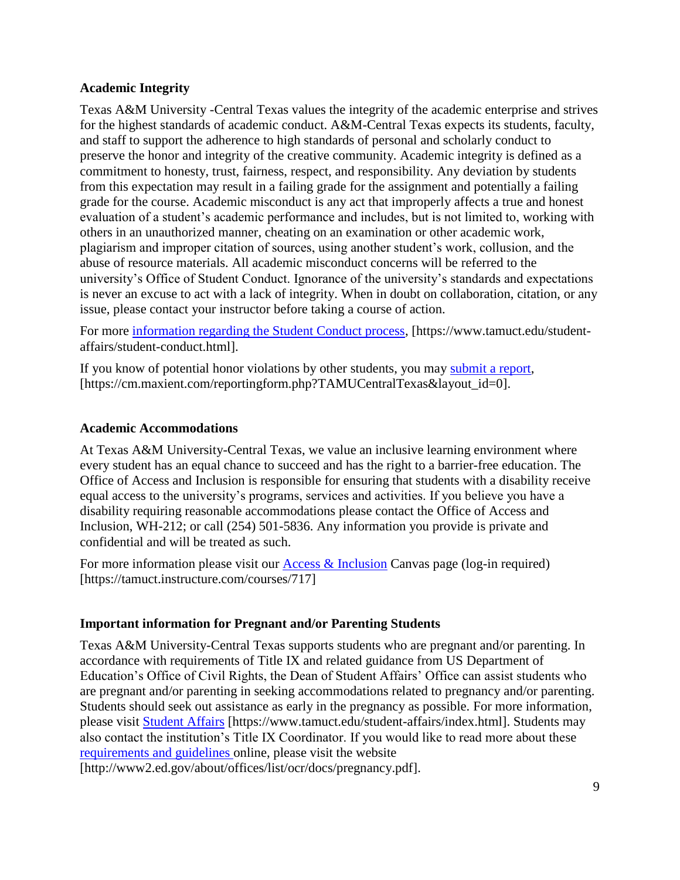**Academic Integrity**

Texas A&M University -Central Texas values the integrity of the academic enterprise and strives for the highest standards of academic conduct. A&M-Central Texas expects its students, faculty, and staff to support the adherence to high standards of personal and scholarly conduct to preserve the honor and integrity of the creative community. Academic integrity is defined as a commitment to honesty, trust, fairness, respect, and responsibility. Any deviation by students from this expectation may result in a failing grade for the assignment and potentially a failing grade for the course. Academic misconduct is any act that improperly affects a true and honest evaluation of a student's academic performance and includes, but is not limited to, working with others in an unauthorized manner, cheating on an examination or other academic work, plagiarism and improper citation of sources, using another student's work, collusion, and the abuse of resource materials. All academic misconduct concerns will be referred to the university's Office of Student Conduct. Ignorance of the university's standards and expectations is never an excuse to act with a lack of integrity. When in doubt on collaboration, citation, or any issue, please contact your instructor before taking a course of action.

For more information regarding the Student Conduct process, [https://www.tamuct.edu/student-affairs/student-conduct.html].

If you know of potential honor violations by other students, you may submit a report, [https://cm.maxient.com/reportingform.php?TAMUCentralTexas&layout_id=0].

**Academic Accommodations**

At Texas A&M University-Central Texas, we value an inclusive learning environment where every student has an equal chance to succeed and has the right to a barrier-free education. The Office of Access and Inclusion is responsible for ensuring that students with a disability receive equal access to the university's programs, services and activities. If you believe you have a disability requiring reasonable accommodations please contact the Office of Access and Inclusion, WH-212; or call (254) 501-5836. Any information you provide is private and confidential and will be treated as such.

For more information please visit our Access & Inclusion Canvas page (log-in required) [https://tamuct.instructure.com/courses/717]

**Important information for Pregnant and/or Parenting Students**

Texas A&M University-Central Texas supports students who are pregnant and/or parenting. In accordance with requirements of Title IX and related guidance from US Department of Education's Office of Civil Rights, the Dean of Student Affairs' Office can assist students who are pregnant and/or parenting in seeking accommodations related to pregnancy and/or parenting. Students should seek out assistance as early in the pregnancy as possible. For more information, please visit Student Affairs [https://www.tamuct.edu/student-affairs/index.html]. Students may also contact the institution's Title IX Coordinator. If you would like to read more about these requirements and guidelines online, please visit the website [http://www2.ed.gov/about/offices/list/ocr/docs/pregnancy.pdf].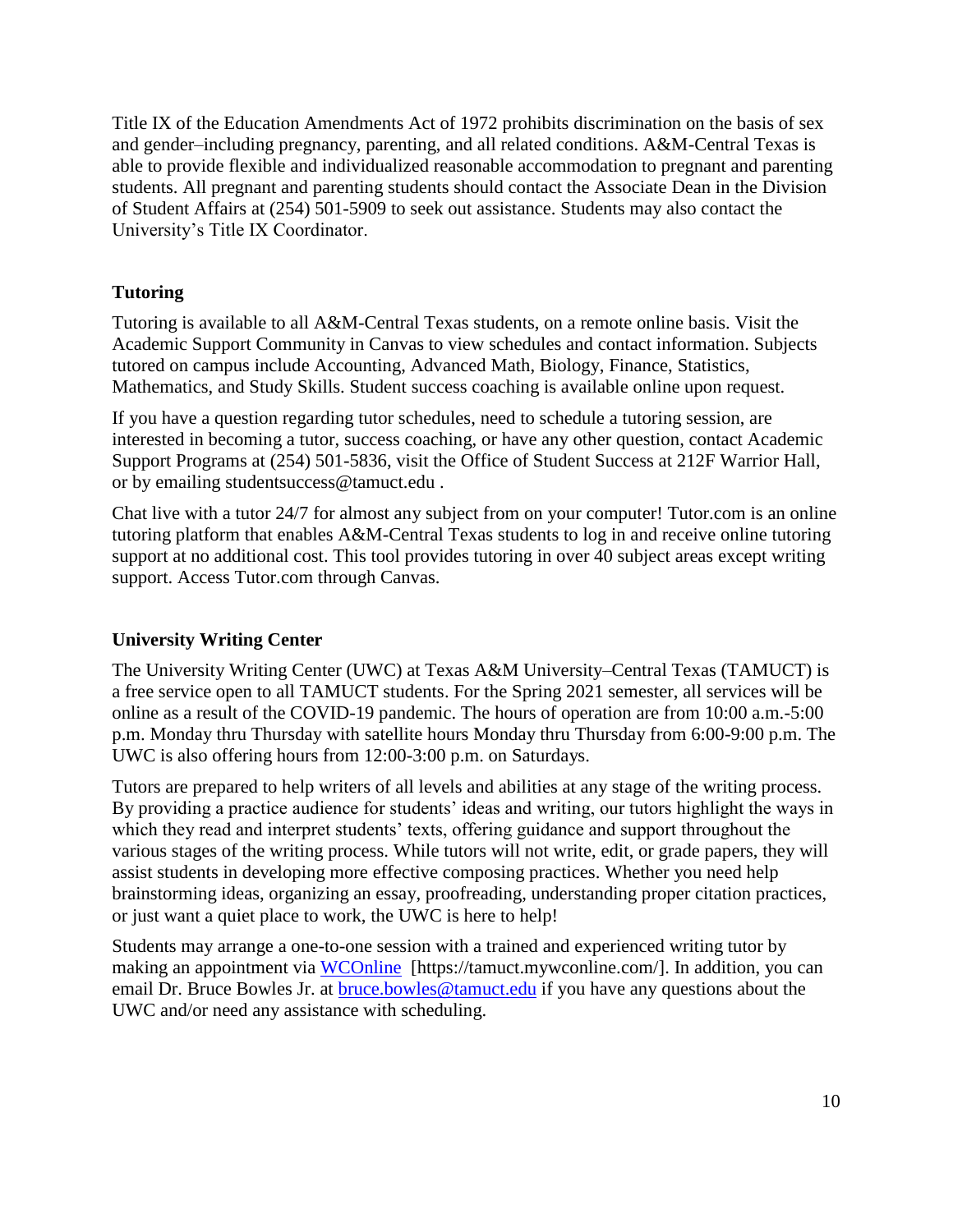Title IX of the Education Amendments Act of 1972 prohibits discrimination on the basis of sex and gender–including pregnancy, parenting, and all related conditions. A&M-Central Texas is able to provide flexible and individualized reasonable accommodation to pregnant and parenting students. All pregnant and parenting students should contact the Associate Dean in the Division of Student Affairs at (254) 501-5909 to seek out assistance. Students may also contact the University's Title IX Coordinator.

### Tutoring

Tutoring is available to all A&M-Central Texas students, on a remote online basis. Visit the Academic Support Community in Canvas to view schedules and contact information. Subjects tutored on campus include Accounting, Advanced Math, Biology, Finance, Statistics, Mathematics, and Study Skills. Student success coaching is available online upon request.

If you have a question regarding tutor schedules, need to schedule a tutoring session, are interested in becoming a tutor, success coaching, or have any other question, contact Academic Support Programs at (254) 501-5836, visit the Office of Student Success at 212F Warrior Hall, or by emailing studentsuccess@tamuct.edu .

Chat live with a tutor 24/7 for almost any subject from on your computer! Tutor.com is an online tutoring platform that enables A&M-Central Texas students to log in and receive online tutoring support at no additional cost. This tool provides tutoring in over 40 subject areas except writing support. Access Tutor.com through Canvas.

### University Writing Center

The University Writing Center (UWC) at Texas A&M University–Central Texas (TAMUCT) is a free service open to all TAMUCT students. For the Spring 2021 semester, all services will be online as a result of the COVID-19 pandemic. The hours of operation are from 10:00 a.m.-5:00 p.m. Monday thru Thursday with satellite hours Monday thru Thursday from 6:00-9:00 p.m. The UWC is also offering hours from 12:00-3:00 p.m. on Saturdays.

Tutors are prepared to help writers of all levels and abilities at any stage of the writing process. By providing a practice audience for students' ideas and writing, our tutors highlight the ways in which they read and interpret students' texts, offering guidance and support throughout the various stages of the writing process. While tutors will not write, edit, or grade papers, they will assist students in developing more effective composing practices. Whether you need help brainstorming ideas, organizing an essay, proofreading, understanding proper citation practices, or just want a quiet place to work, the UWC is here to help!

Students may arrange a one-to-one session with a trained and experienced writing tutor by making an appointment via [WCOnline](https://tamuct.mywconline.com/) [https://tamuct.mywconline.com/]. In addition, you can email Dr. Bruce Bowles Jr. at [bruce.bowles@tamuct.edu](mailto:bruce.bowles@tamuct.edu) if you have any questions about the UWC and/or need any assistance with scheduling.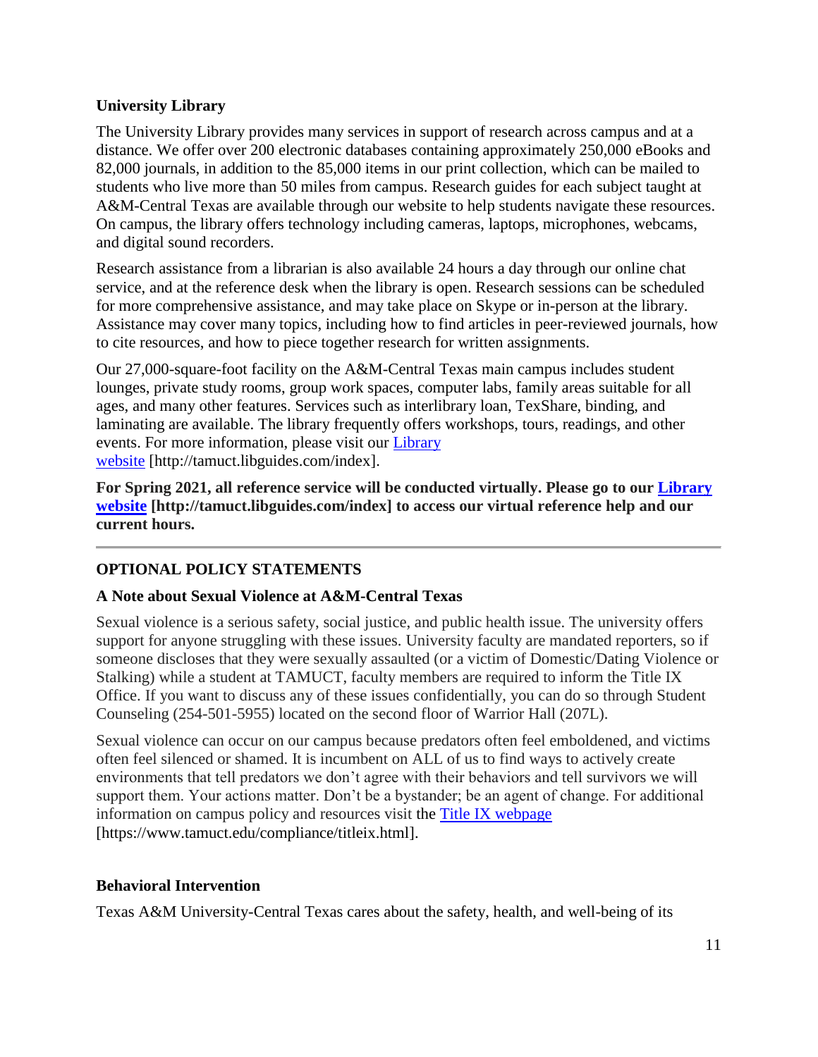### University Library

The University Library provides many services in support of research across campus and at a distance. We offer over 200 electronic databases containing approximately 250,000 eBooks and 82,000 journals, in addition to the 85,000 items in our print collection, which can be mailed to students who live more than 50 miles from campus. Research guides for each subject taught at A&M-Central Texas are available through our website to help students navigate these resources. On campus, the library offers technology including cameras, laptops, microphones, webcams, and digital sound recorders.

Research assistance from a librarian is also available 24 hours a day through our online chat service, and at the reference desk when the library is open. Research sessions can be scheduled for more comprehensive assistance, and may take place on Skype or in-person at the library. Assistance may cover many topics, including how to find articles in peer-reviewed journals, how to cite resources, and how to piece together research for written assignments.

Our 27,000-square-foot facility on the A&M-Central Texas main campus includes student lounges, private study rooms, group work spaces, computer labs, family areas suitable for all ages, and many other features. Services such as interlibrary loan, TexShare, binding, and laminating are available. The library frequently offers workshops, tours, readings, and other events. For more information, please visit our Library website [http://tamuct.libguides.com/index].

**For Spring 2021, all reference service will be conducted virtually. Please go to our Library website [http://tamuct.libguides.com/index] to access our virtual reference help and our current hours.**

---

## OPTIONAL POLICY STATEMENTS

### A Note about Sexual Violence at A&M-Central Texas

Sexual violence is a serious safety, social justice, and public health issue. The university offers support for anyone struggling with these issues. University faculty are mandated reporters, so if someone discloses that they were sexually assaulted (or a victim of Domestic/Dating Violence or Stalking) while a student at TAMUCT, faculty members are required to inform the Title IX Office. If you want to discuss any of these issues confidentially, you can do so through Student Counseling (254-501-5955) located on the second floor of Warrior Hall (207L).

Sexual violence can occur on our campus because predators often feel emboldened, and victims often feel silenced or shamed. It is incumbent on ALL of us to find ways to actively create environments that tell predators we don't agree with their behaviors and tell survivors we will support them. Your actions matter. Don't be a bystander; be an agent of change. For additional information on campus policy and resources visit the Title IX webpage [https://www.tamuct.edu/compliance/titleix.html].

### Behavioral Intervention

Texas A&M University-Central Texas cares about the safety, health, and well-being of its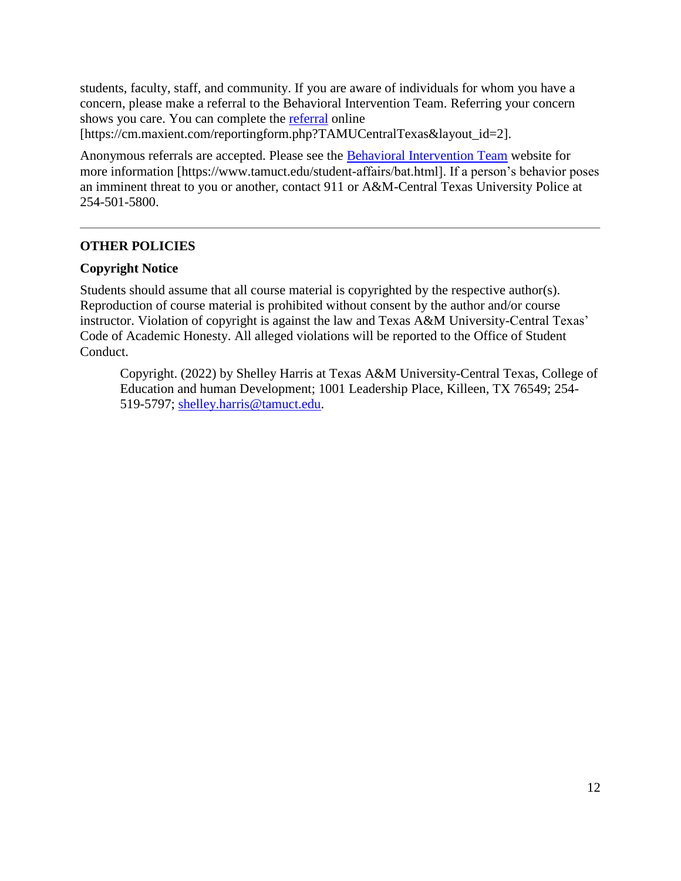students, faculty, staff, and community. If you are aware of individuals for whom you have a concern, please make a referral to the Behavioral Intervention Team. Referring your concern shows you care. You can complete the referral online [https://cm.maxient.com/reportingform.php?TAMUCentralTexas&layout_id=2].

Anonymous referrals are accepted. Please see the Behavioral Intervention Team website for more information [https://www.tamuct.edu/student-affairs/bat.html]. If a person's behavior poses an imminent threat to you or another, contact 911 or A&M-Central Texas University Police at 254-501-5800.

---

## OTHER POLICIES

### Copyright Notice

Students should assume that all course material is copyrighted by the respective author(s). Reproduction of course material is prohibited without consent by the author and/or course instructor. Violation of copyright is against the law and Texas A&M University-Central Texas' Code of Academic Honesty. All alleged violations will be reported to the Office of Student Conduct.

> Copyright. (2022) by Shelley Harris at Texas A&M University-Central Texas, College of Education and human Development; 1001 Leadership Place, Killeen, TX 76549; 254-519-5797; shelley.harris@tamuct.edu.